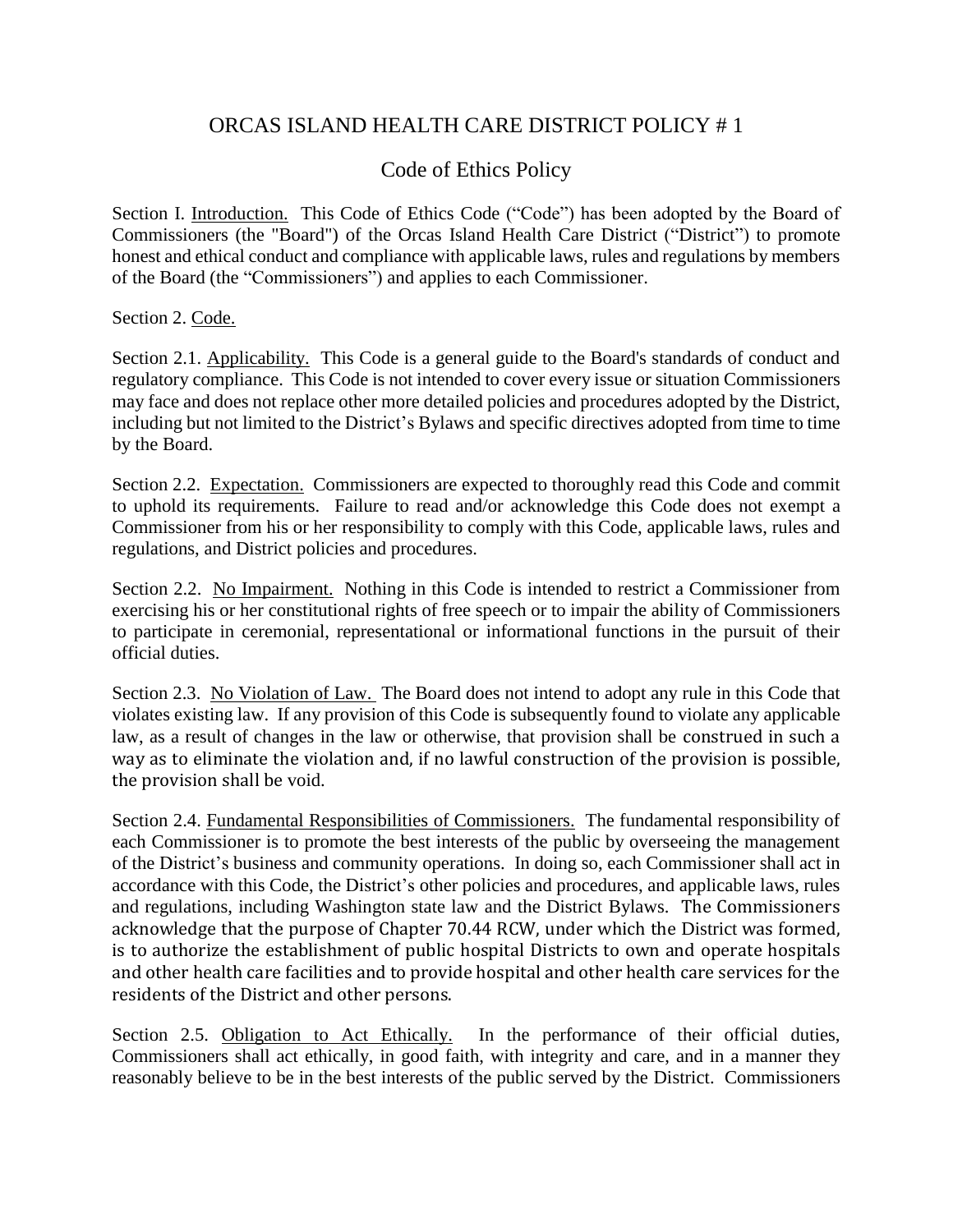# ORCAS ISLAND HEALTH CARE DISTRICT POLICY # 1

## Code of Ethics Policy

Section I. Introduction. This Code of Ethics Code ("Code") has been adopted by the Board of Commissioners (the "Board") of the Orcas Island Health Care District ("District") to promote honest and ethical conduct and compliance with applicable laws, rules and regulations by members of the Board (the "Commissioners") and applies to each Commissioner.

Section 2. Code.

Section 2.1. Applicability. This Code is a general guide to the Board's standards of conduct and regulatory compliance. This Code is not intended to cover every issue or situation Commissioners may face and does not replace other more detailed policies and procedures adopted by the District, including but not limited to the District's Bylaws and specific directives adopted from time to time by the Board.

Section 2.2. Expectation. Commissioners are expected to thoroughly read this Code and commit to uphold its requirements. Failure to read and/or acknowledge this Code does not exempt a Commissioner from his or her responsibility to comply with this Code, applicable laws, rules and regulations, and District policies and procedures.

Section 2.2. No Impairment. Nothing in this Code is intended to restrict a Commissioner from exercising his or her constitutional rights of free speech or to impair the ability of Commissioners to participate in ceremonial, representational or informational functions in the pursuit of their official duties.

Section 2.3. No Violation of Law. The Board does not intend to adopt any rule in this Code that violates existing law. If any provision of this Code is subsequently found to violate any applicable law, as a result of changes in the law or otherwise, that provision shall be construed in such a way as to eliminate the violation and, if no lawful construction of the provision is possible, the provision shall be void.

Section 2.4. Fundamental Responsibilities of Commissioners. The fundamental responsibility of each Commissioner is to promote the best interests of the public by overseeing the management of the District's business and community operations. In doing so, each Commissioner shall act in accordance with this Code, the District's other policies and procedures, and applicable laws, rules and regulations, including Washington state law and the District Bylaws. The Commissioners acknowledge that the purpose of Chapter 70.44 RCW, under which the District was formed, is to authorize the establishment of public hospital Districts to own and operate hospitals and other health care facilities and to provide hospital and other health care services for the residents of the District and other persons.

Section 2.5. Obligation to Act Ethically. In the performance of their official duties, Commissioners shall act ethically, in good faith, with integrity and care, and in a manner they reasonably believe to be in the best interests of the public served by the District. Commissioners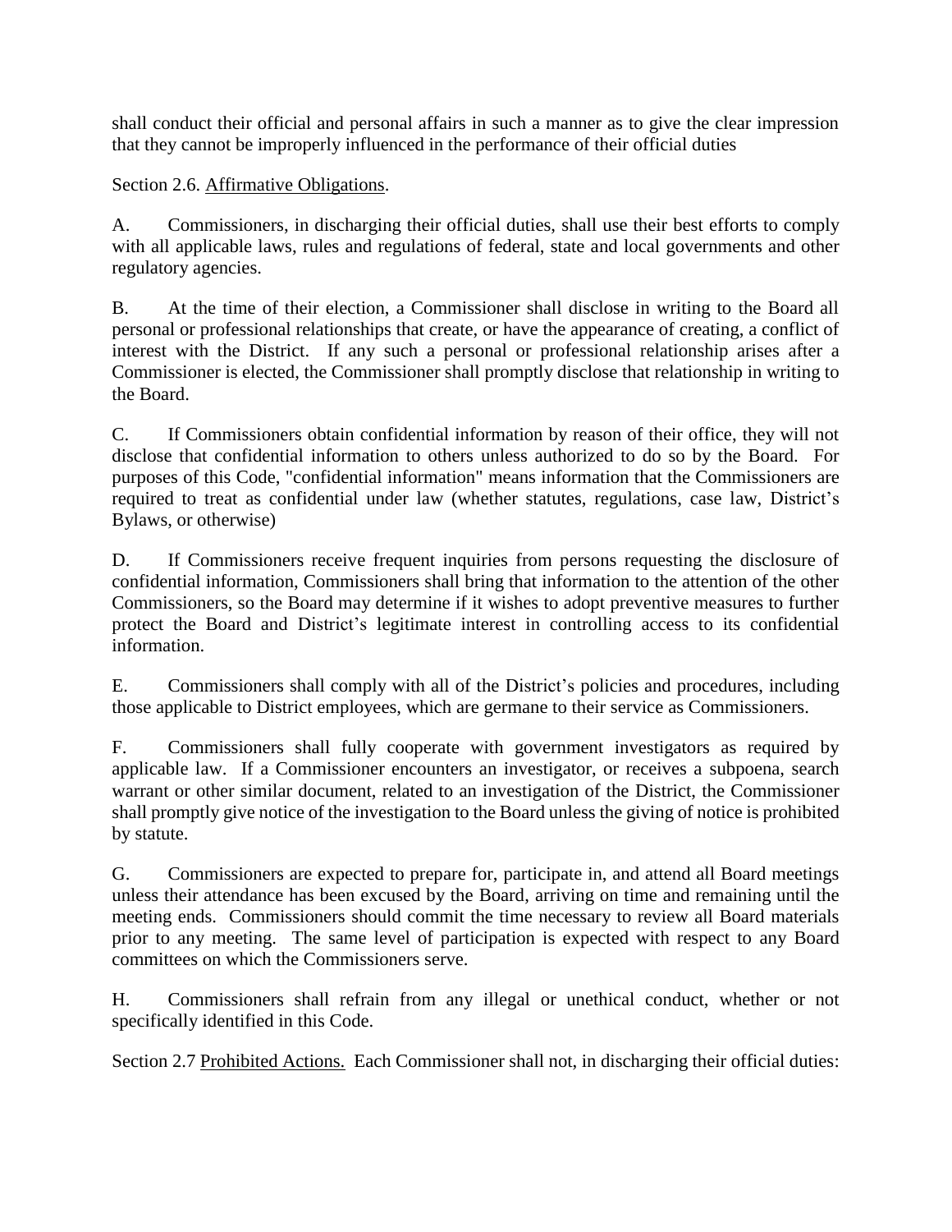shall conduct their official and personal affairs in such a manner as to give the clear impression that they cannot be improperly influenced in the performance of their official duties

Section 2.6. <u>Affirmative Obligations</u>.

A. Commissioners, in discharging their official duties, shall use their best efforts to comply with all applicable laws, rules and regulations of federal, state and local governments and other regulatory agencies.

B. At the time of their election, a Commissioner shall disclose in writing to the Board all personal or professional relationships that create, or have the appearance of creating, a conflict of interest with the District. If any such a personal or professional relationship arises after a Commissioner is elected, the Commissioner shall promptly disclose that relationship in writing to the Board.

C. If Commissioners obtain confidential information by reason of their office, they will not disclose that confidential information to others unless authorized to do so by the Board. For purposes of this Code, "confidential information" means information that the Commissioners are required to treat as confidential under law (whether statutes, regulations, case law, District's Bylaws, or otherwise)

D. If Commissioners receive frequent inquiries from persons requesting the disclosure of confidential information, Commissioners shall bring that information to the attention of the other Commissioners, so the Board may determine if it wishes to adopt preventive measures to further protect the Board and District's legitimate interest in controlling access to its confidential information.

E. Commissioners shall comply with all of the District's policies and procedures, including those applicable to District employees, which are germane to their service as Commissioners.

F. Commissioners shall fully cooperate with government investigators as required by applicable law. If a Commissioner encounters an investigator, or receives a subpoena, search warrant or other similar document, related to an investigation of the District, the Commissioner shall promptly give notice of the investigation to the Board unless the giving of notice is prohibited by statute.

G. Commissioners are expected to prepare for, participate in, and attend all Board meetings unless their attendance has been excused by the Board, arriving on time and remaining until the meeting ends. Commissioners should commit the time necessary to review all Board materials prior to any meeting. The same level of participation is expected with respect to any Board committees on which the Commissioners serve.

H. Commissioners shall refrain from any illegal or unethical conduct, whether or not specifically identified in this Code.

Section 2.7 <u>Prohibited Actions.</u> Each Commissioner shall not, in discharging their official duties: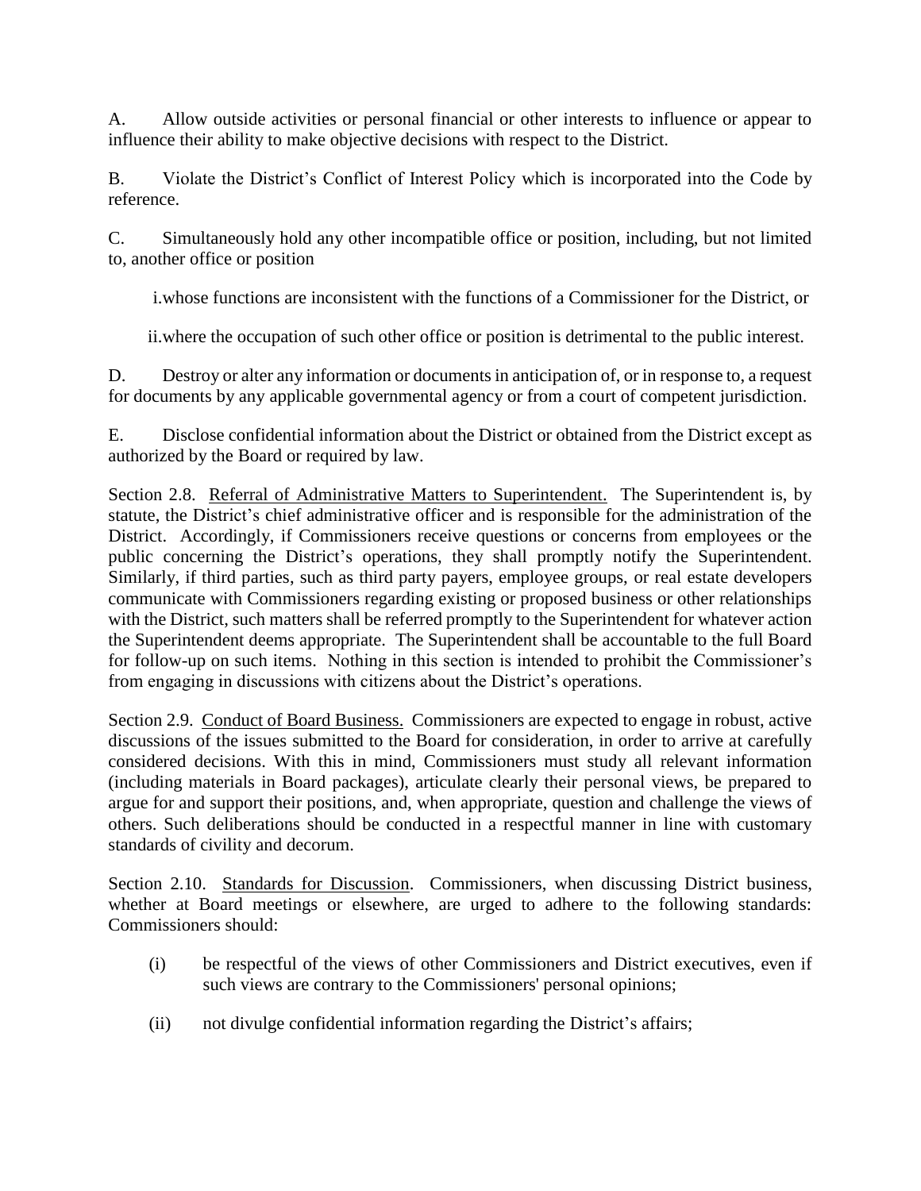A. Allow outside activities or personal financial or other interests to influence or appear to influence their ability to make objective decisions with respect to the District.

B. Violate the District's Conflict of Interest Policy which is incorporated into the Code by reference.

C. Simultaneously hold any other incompatible office or position, including, but not limited to, another office or position

i. whose functions are inconsistent with the functions of a Commissioner for the District, or

ii. where the occupation of such other office or position is detrimental to the public interest.

D. Destroy or alter any information or documents in anticipation of, or in response to, a request for documents by any applicable governmental agency or from a court of competent jurisdiction.

E. Disclose confidential information about the District or obtained from the District except as authorized by the Board or required by law.

Section 2.8. <u>Referral of Administrative Matters to Superintendent.</u> The Superintendent is, by statute, the District's chief administrative officer and is responsible for the administration of the District. Accordingly, if Commissioners receive questions or concerns from employees or the public concerning the District's operations, they shall promptly notify the Superintendent. Similarly, if third parties, such as third party payers, employee groups, or real estate developers communicate with Commissioners regarding existing or proposed business or other relationships with the District, such matters shall be referred promptly to the Superintendent for whatever action the Superintendent deems appropriate. The Superintendent shall be accountable to the full Board for follow-up on such items. Nothing in this section is intended to prohibit the Commissioner's from engaging in discussions with citizens about the District's operations.

Section 2.9. <u>Conduct of Board Business.</u> Commissioners are expected to engage in robust, active discussions of the issues submitted to the Board for consideration, in order to arrive at carefully considered decisions. With this in mind, Commissioners must study all relevant information (including materials in Board packages), articulate clearly their personal views, be prepared to argue for and support their positions, and, when appropriate, question and challenge the views of others. Such deliberations should be conducted in a respectful manner in line with customary standards of civility and decorum.

Section 2.10. <u>Standards for Discussion</u>. Commissioners, when discussing District business, whether at Board meetings or elsewhere, are urged to adhere to the following standards: Commissioners should:

(i) be respectful of the views of other Commissioners and District executives, even if such views are contrary to the Commissioners' personal opinions;

(ii) not divulge confidential information regarding the District's affairs;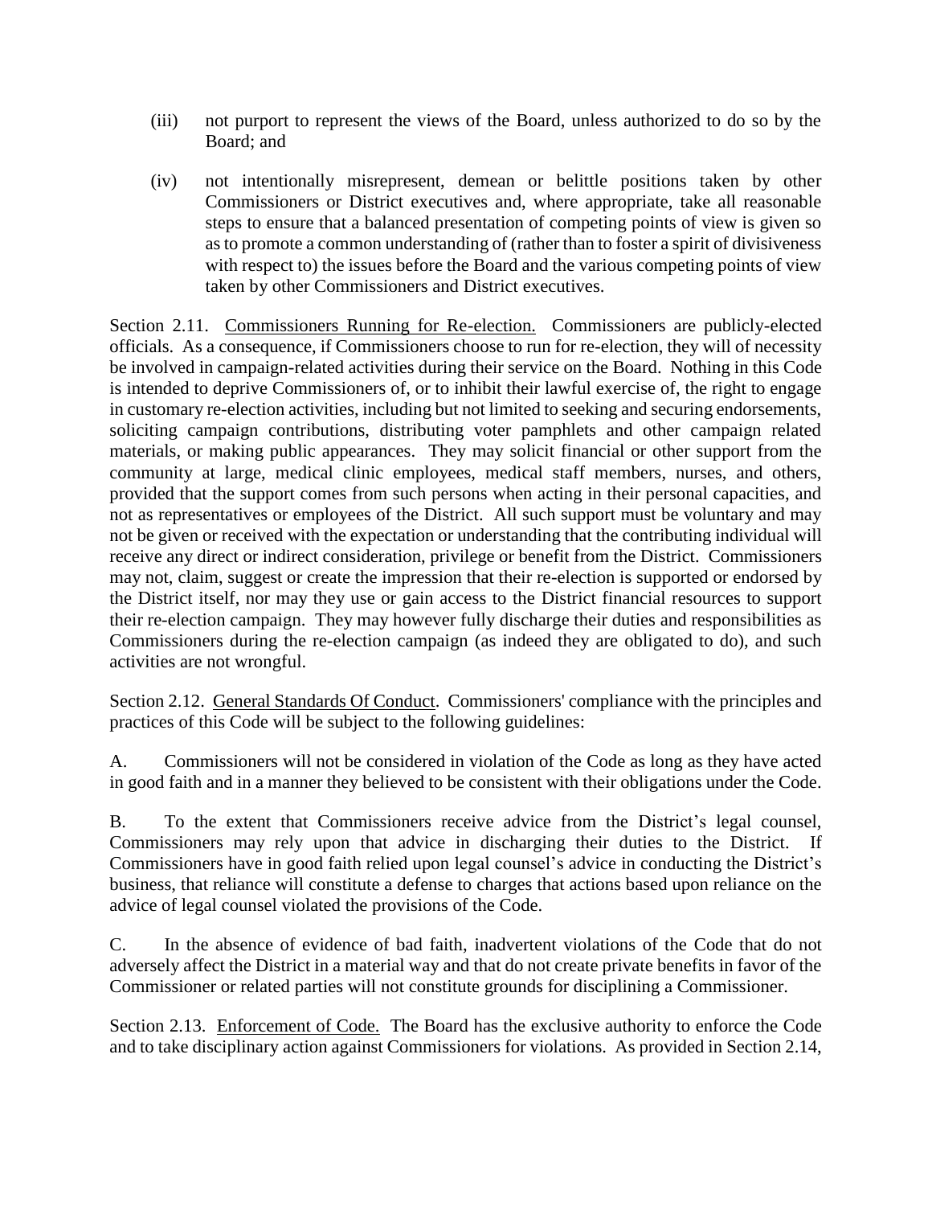(iii) not purport to represent the views of the Board, unless authorized to do so by the Board; and

(iv) not intentionally misrepresent, demean or belittle positions taken by other Commissioners or District executives and, where appropriate, take all reasonable steps to ensure that a balanced presentation of competing points of view is given so as to promote a common understanding of (rather than to foster a spirit of divisiveness with respect to) the issues before the Board and the various competing points of view taken by other Commissioners and District executives.

Section 2.11. Commissioners Running for Re-election. Commissioners are publicly-elected officials. As a consequence, if Commissioners choose to run for re-election, they will of necessity be involved in campaign-related activities during their service on the Board. Nothing in this Code is intended to deprive Commissioners of, or to inhibit their lawful exercise of, the right to engage in customary re-election activities, including but not limited to seeking and securing endorsements, soliciting campaign contributions, distributing voter pamphlets and other campaign related materials, or making public appearances. They may solicit financial or other support from the community at large, medical clinic employees, medical staff members, nurses, and others, provided that the support comes from such persons when acting in their personal capacities, and not as representatives or employees of the District. All such support must be voluntary and may not be given or received with the expectation or understanding that the contributing individual will receive any direct or indirect consideration, privilege or benefit from the District. Commissioners may not, claim, suggest or create the impression that their re-election is supported or endorsed by the District itself, nor may they use or gain access to the District financial resources to support their re-election campaign. They may however fully discharge their duties and responsibilities as Commissioners during the re-election campaign (as indeed they are obligated to do), and such activities are not wrongful.

Section 2.12. General Standards Of Conduct. Commissioners' compliance with the principles and practices of this Code will be subject to the following guidelines:

A. Commissioners will not be considered in violation of the Code as long as they have acted in good faith and in a manner they believed to be consistent with their obligations under the Code.

B. To the extent that Commissioners receive advice from the District's legal counsel, Commissioners may rely upon that advice in discharging their duties to the District. If Commissioners have in good faith relied upon legal counsel's advice in conducting the District's business, that reliance will constitute a defense to charges that actions based upon reliance on the advice of legal counsel violated the provisions of the Code.

C. In the absence of evidence of bad faith, inadvertent violations of the Code that do not adversely affect the District in a material way and that do not create private benefits in favor of the Commissioner or related parties will not constitute grounds for disciplining a Commissioner.

Section 2.13. Enforcement of Code. The Board has the exclusive authority to enforce the Code and to take disciplinary action against Commissioners for violations. As provided in Section 2.14,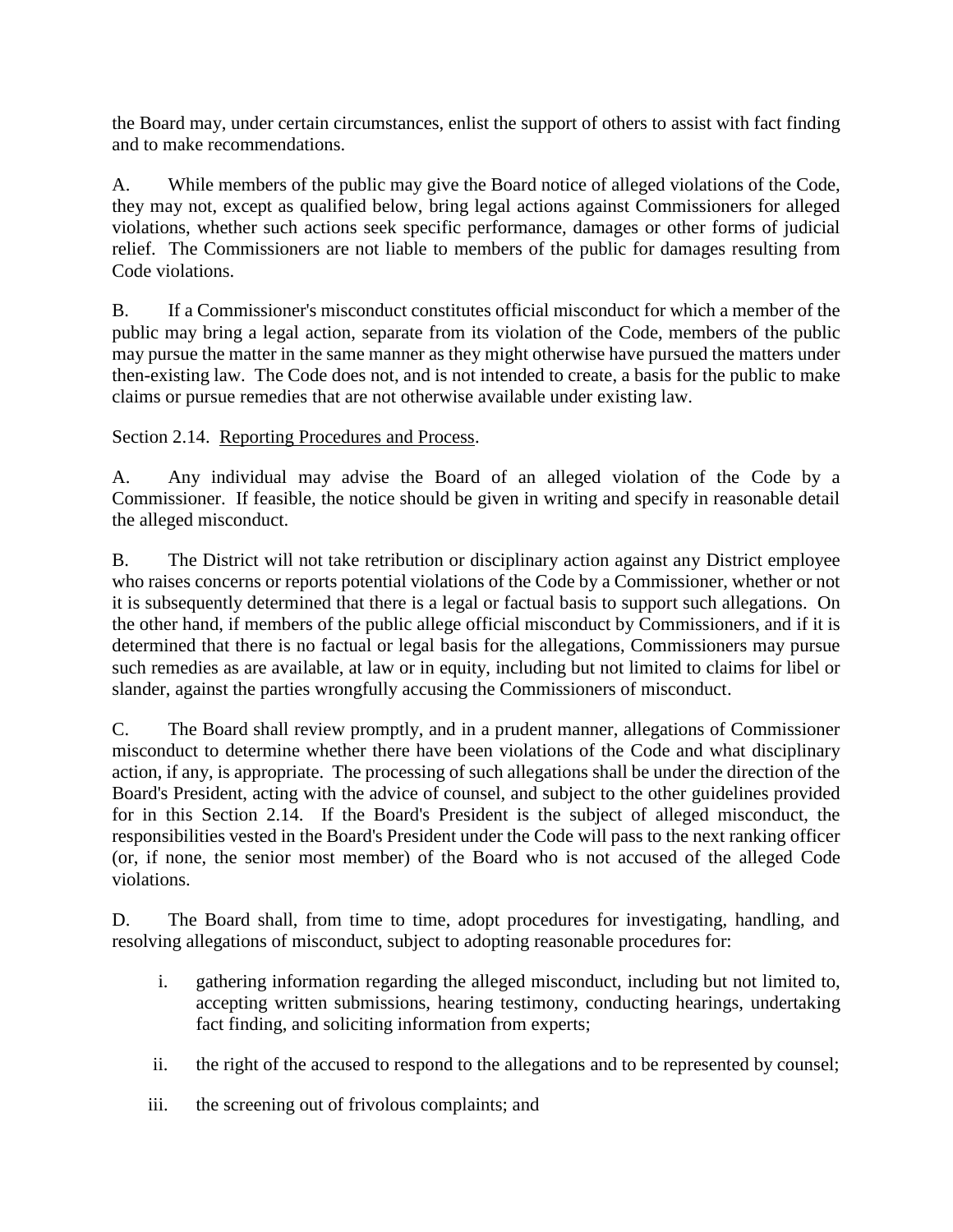the Board may, under certain circumstances, enlist the support of others to assist with fact finding and to make recommendations.

A. While members of the public may give the Board notice of alleged violations of the Code, they may not, except as qualified below, bring legal actions against Commissioners for alleged violations, whether such actions seek specific performance, damages or other forms of judicial relief. The Commissioners are not liable to members of the public for damages resulting from Code violations.

B. If a Commissioner's misconduct constitutes official misconduct for which a member of the public may bring a legal action, separate from its violation of the Code, members of the public may pursue the matter in the same manner as they might otherwise have pursued the matters under then-existing law. The Code does not, and is not intended to create, a basis for the public to make claims or pursue remedies that are not otherwise available under existing law.

Section 2.14. Reporting Procedures and Process.

A. Any individual may advise the Board of an alleged violation of the Code by a Commissioner. If feasible, the notice should be given in writing and specify in reasonable detail the alleged misconduct.

B. The District will not take retribution or disciplinary action against any District employee who raises concerns or reports potential violations of the Code by a Commissioner, whether or not it is subsequently determined that there is a legal or factual basis to support such allegations. On the other hand, if members of the public allege official misconduct by Commissioners, and if it is determined that there is no factual or legal basis for the allegations, Commissioners may pursue such remedies as are available, at law or in equity, including but not limited to claims for libel or slander, against the parties wrongfully accusing the Commissioners of misconduct.

C. The Board shall review promptly, and in a prudent manner, allegations of Commissioner misconduct to determine whether there have been violations of the Code and what disciplinary action, if any, is appropriate. The processing of such allegations shall be under the direction of the Board's President, acting with the advice of counsel, and subject to the other guidelines provided for in this Section 2.14. If the Board's President is the subject of alleged misconduct, the responsibilities vested in the Board's President under the Code will pass to the next ranking officer (or, if none, the senior most member) of the Board who is not accused of the alleged Code violations.

D. The Board shall, from time to time, adopt procedures for investigating, handling, and resolving allegations of misconduct, subject to adopting reasonable procedures for:

i. gathering information regarding the alleged misconduct, including but not limited to, accepting written submissions, hearing testimony, conducting hearings, undertaking fact finding, and soliciting information from experts;

ii. the right of the accused to respond to the allegations and to be represented by counsel;

iii. the screening out of frivolous complaints; and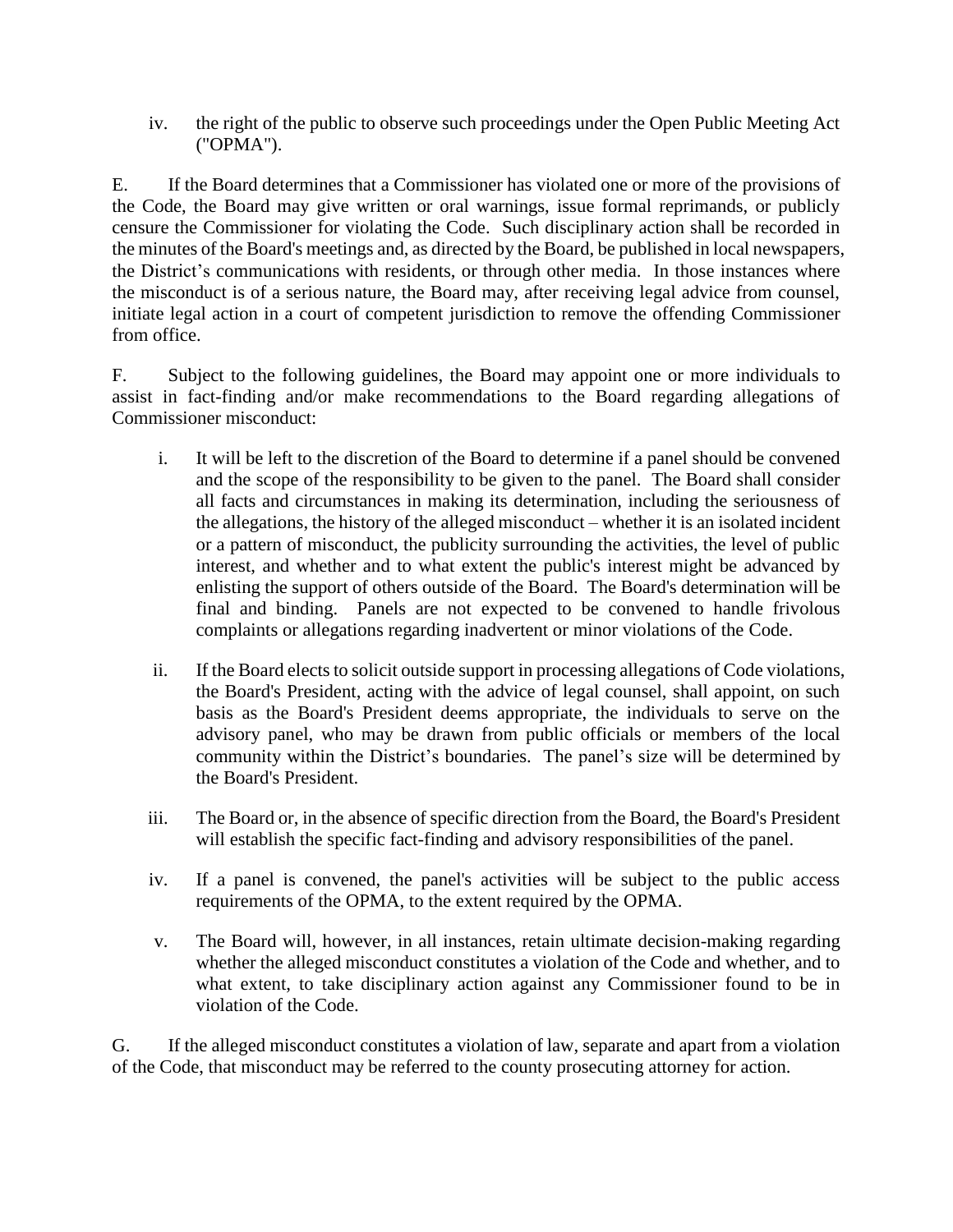iv. the right of the public to observe such proceedings under the Open Public Meeting Act ("OPMA").

E. If the Board determines that a Commissioner has violated one or more of the provisions of the Code, the Board may give written or oral warnings, issue formal reprimands, or publicly censure the Commissioner for violating the Code. Such disciplinary action shall be recorded in the minutes of the Board's meetings and, as directed by the Board, be published in local newspapers, the District's communications with residents, or through other media. In those instances where the misconduct is of a serious nature, the Board may, after receiving legal advice from counsel, initiate legal action in a court of competent jurisdiction to remove the offending Commissioner from office.

F. Subject to the following guidelines, the Board may appoint one or more individuals to assist in fact-finding and/or make recommendations to the Board regarding allegations of Commissioner misconduct:

i. It will be left to the discretion of the Board to determine if a panel should be convened and the scope of the responsibility to be given to the panel. The Board shall consider all facts and circumstances in making its determination, including the seriousness of the allegations, the history of the alleged misconduct – whether it is an isolated incident or a pattern of misconduct, the publicity surrounding the activities, the level of public interest, and whether and to what extent the public's interest might be advanced by enlisting the support of others outside of the Board. The Board's determination will be final and binding. Panels are not expected to be convened to handle frivolous complaints or allegations regarding inadvertent or minor violations of the Code.

ii. If the Board elects to solicit outside support in processing allegations of Code violations, the Board's President, acting with the advice of legal counsel, shall appoint, on such basis as the Board's President deems appropriate, the individuals to serve on the advisory panel, who may be drawn from public officials or members of the local community within the District's boundaries. The panel's size will be determined by the Board's President.

iii. The Board or, in the absence of specific direction from the Board, the Board's President will establish the specific fact-finding and advisory responsibilities of the panel.

iv. If a panel is convened, the panel's activities will be subject to the public access requirements of the OPMA, to the extent required by the OPMA.

v. The Board will, however, in all instances, retain ultimate decision-making regarding whether the alleged misconduct constitutes a violation of the Code and whether, and to what extent, to take disciplinary action against any Commissioner found to be in violation of the Code.

G. If the alleged misconduct constitutes a violation of law, separate and apart from a violation of the Code, that misconduct may be referred to the county prosecuting attorney for action.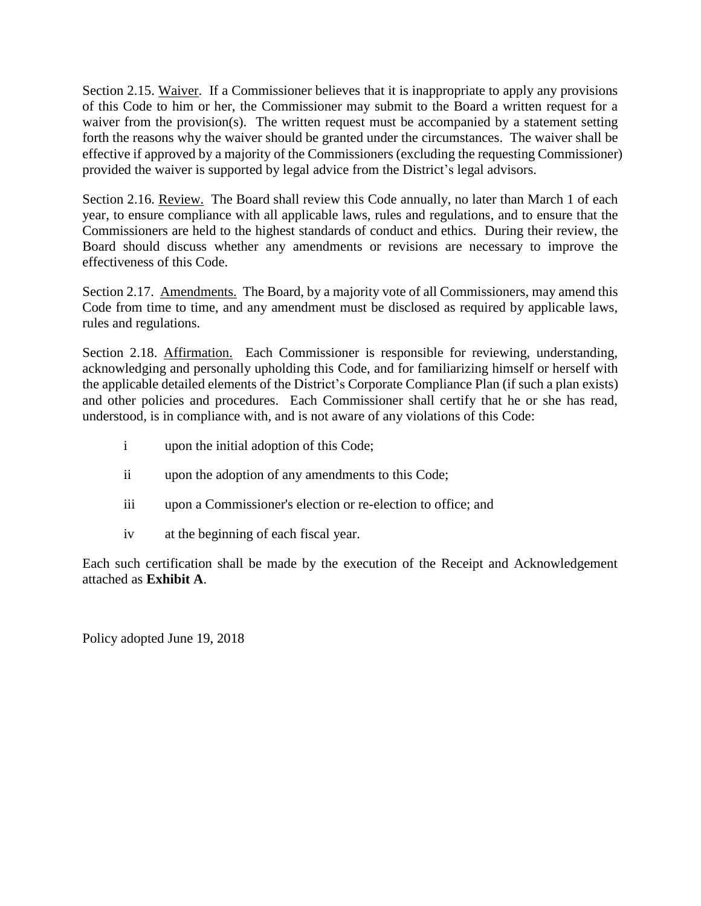Section 2.15. Waiver. If a Commissioner believes that it is inappropriate to apply any provisions of this Code to him or her, the Commissioner may submit to the Board a written request for a waiver from the provision(s). The written request must be accompanied by a statement setting forth the reasons why the waiver should be granted under the circumstances. The waiver shall be effective if approved by a majority of the Commissioners (excluding the requesting Commissioner) provided the waiver is supported by legal advice from the District's legal advisors.

Section 2.16. Review. The Board shall review this Code annually, no later than March 1 of each year, to ensure compliance with all applicable laws, rules and regulations, and to ensure that the Commissioners are held to the highest standards of conduct and ethics. During their review, the Board should discuss whether any amendments or revisions are necessary to improve the effectiveness of this Code.

Section 2.17. Amendments. The Board, by a majority vote of all Commissioners, may amend this Code from time to time, and any amendment must be disclosed as required by applicable laws, rules and regulations.

Section 2.18. Affirmation. Each Commissioner is responsible for reviewing, understanding, acknowledging and personally upholding this Code, and for familiarizing himself or herself with the applicable detailed elements of the District's Corporate Compliance Plan (if such a plan exists) and other policies and procedures. Each Commissioner shall certify that he or she has read, understood, is in compliance with, and is not aware of any violations of this Code:

i upon the initial adoption of this Code;

ii upon the adoption of any amendments to this Code;

iii upon a Commissioner's election or re-election to office; and

iv at the beginning of each fiscal year.

Each such certification shall be made by the execution of the Receipt and Acknowledgement attached as **Exhibit A**.

Policy adopted June 19, 2018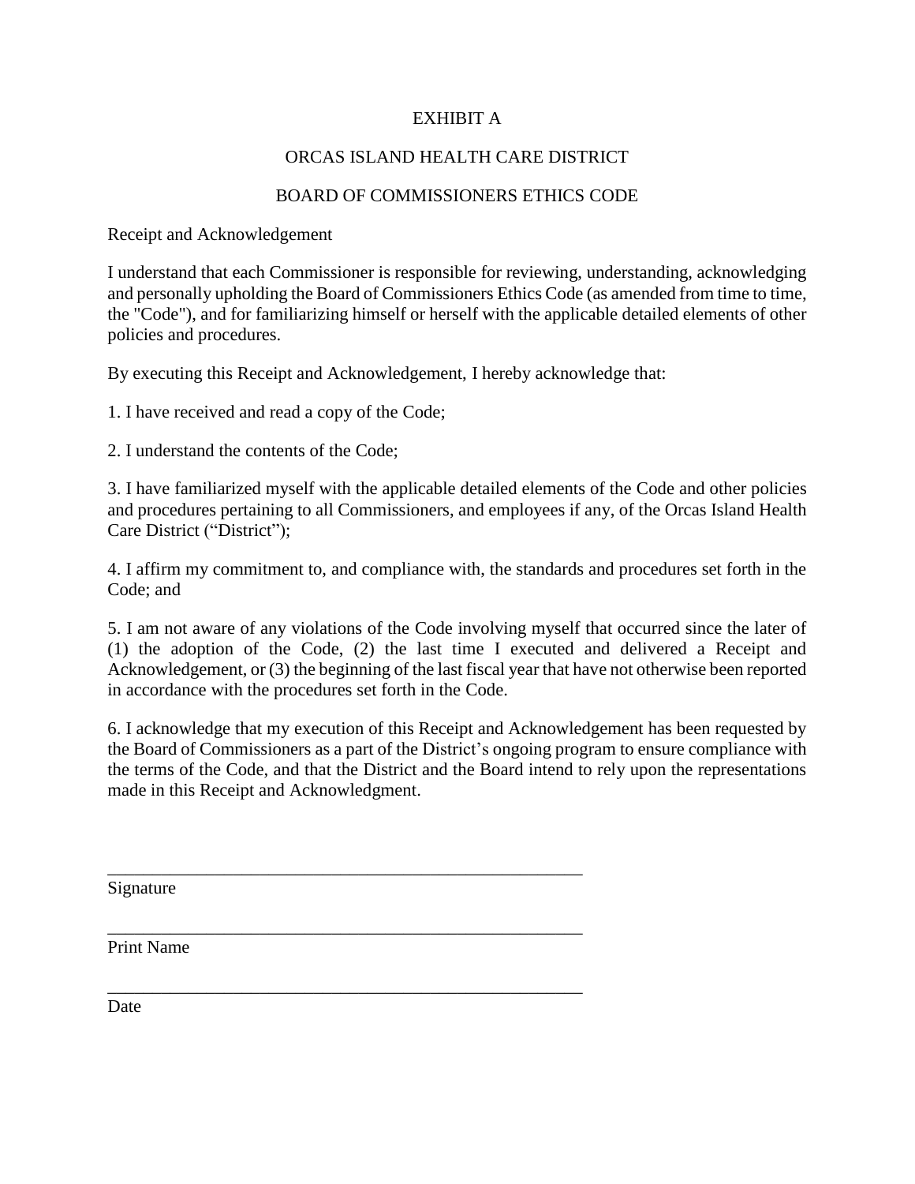# EXHIBIT A

## ORCAS ISLAND HEALTH CARE DISTRICT

## BOARD OF COMMISSIONERS ETHICS CODE

Receipt and Acknowledgement

I understand that each Commissioner is responsible for reviewing, understanding, acknowledging and personally upholding the Board of Commissioners Ethics Code (as amended from time to time, the "Code"), and for familiarizing himself or herself with the applicable detailed elements of other policies and procedures.

By executing this Receipt and Acknowledgement, I hereby acknowledge that:

1. I have received and read a copy of the Code;

2. I understand the contents of the Code;

3. I have familiarized myself with the applicable detailed elements of the Code and other policies and procedures pertaining to all Commissioners, and employees if any, of the Orcas Island Health Care District ("District");

4. I affirm my commitment to, and compliance with, the standards and procedures set forth in the Code; and

5. I am not aware of any violations of the Code involving myself that occurred since the later of (1) the adoption of the Code, (2) the last time I executed and delivered a Receipt and Acknowledgement, or (3) the beginning of the last fiscal year that have not otherwise been reported in accordance with the procedures set forth in the Code.

6. I acknowledge that my execution of this Receipt and Acknowledgement has been requested by the Board of Commissioners as a part of the District's ongoing program to ensure compliance with the terms of the Code, and that the District and the Board intend to rely upon the representations made in this Receipt and Acknowledgment.

\_\_\_\_\_\_\_\_\_\_\_\_\_\_\_\_\_\_\_\_\_\_\_\_\_\_\_\_\_\_\_\_\_\_\_\_\_\_\_\_\_\_\_\_\_\_\_\_

Signature

\_\_\_\_\_\_\_\_\_\_\_\_\_\_\_\_\_\_\_\_\_\_\_\_\_\_\_\_\_\_\_\_\_\_\_\_\_\_\_\_\_\_\_\_\_\_\_\_

Print Name

\_\_\_\_\_\_\_\_\_\_\_\_\_\_\_\_\_\_\_\_\_\_\_\_\_\_\_\_\_\_\_\_\_\_\_\_\_\_\_\_\_\_\_\_\_\_\_\_

Date